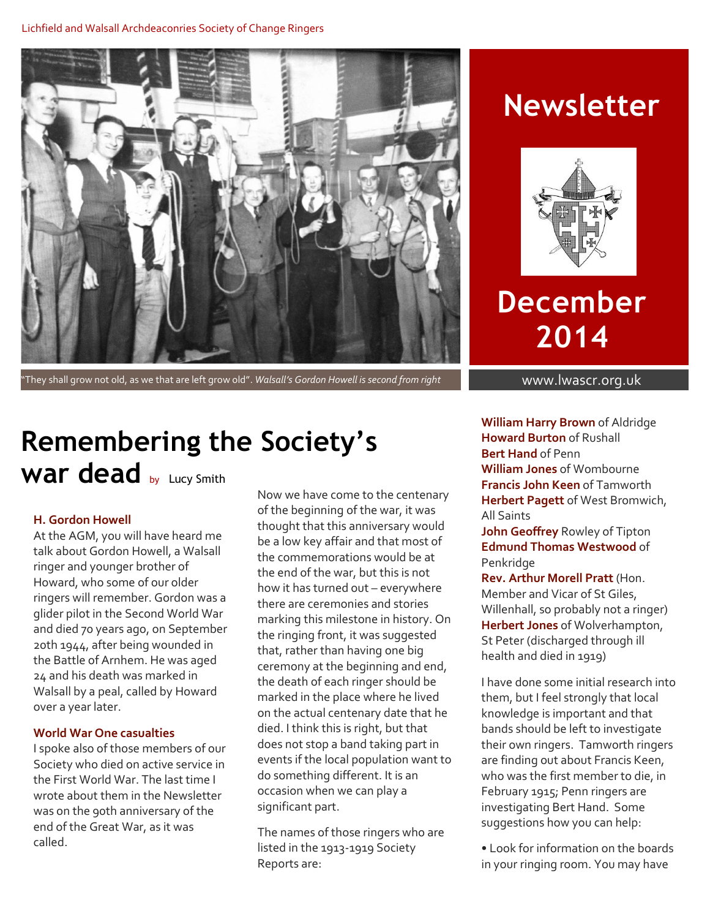Lichfield and Walsall Archdeaconries Society of Change Ringers

# Newsletter

# December 2014

www.lwascr.org.uk

"They shall grow not old, as we that are left grow old". *Walsall's Gordon Howell is second from right*

# Remembering the Society's war dead by Lucy Smith

### H. Gordon Howell

At the AGM, you will have heard me talk about Gordon Howell, a Walsall ringer and younger brother of Howard, who some of our older ringers will remember. Gordon was a glider pilot in the Second World War and died 70 years ago, on September 20th 1944, after being wounded in the Battle of Arnhem. He was aged 24 and his death was marked in Walsall by a peal, called by Howard over a year later.

### World War One casualties

I spoke also of those members of our Society who died on active service in the First World War. The last time I wrote about them in the Newsletter was on the 90th anniversary of the end of the Great War, as it was called.

Now we have come to the centenary of the beginning of the war, it was thought that this anniversary would be a low key affair and that most of the commemorations would be at the end of the war, but this is not how it has turned out – everywhere there are ceremonies and stories marking this milestone in history. On the ringing front, it was suggested that, rather than having one big ceremony at the beginning and end, the death of each ringer should be marked in the place where he lived on the actual centenary date that he died. I think this is right, but that does not stop a band taking part in events if the local population want to do something different. It is an occasion when we can play a significant part.

The names of those ringers who are listed in the 1913-1919 Society Reports are:

**William Harry Brown** of Aldridge
**Howard Burton** of Rushall
**Bert Hand** of Penn
**William Jones** of Wombourne
**Francis John Keen** of Tamworth
**Herbert Pagett** of West Bromwich, All Saints
**John Geoffrey** Rowley of Tipton
**Edmund Thomas Westwood** of Penkridge
**Rev. Arthur Morell Pratt** (Hon. Member and Vicar of St Giles, Willenhall, so probably not a ringer)
**Herbert Jones** of Wolverhampton, St Peter (discharged through ill health and died in 1919)

I have done some initial research into them, but I feel strongly that local knowledge is important and that bands should be left to investigate their own ringers. Tamworth ringers are finding out about Francis Keen, who was the first member to die, in February 1915; Penn ringers are investigating Bert Hand. Some suggestions how you can help:

- Look for information on the boards in your ringing room. You may have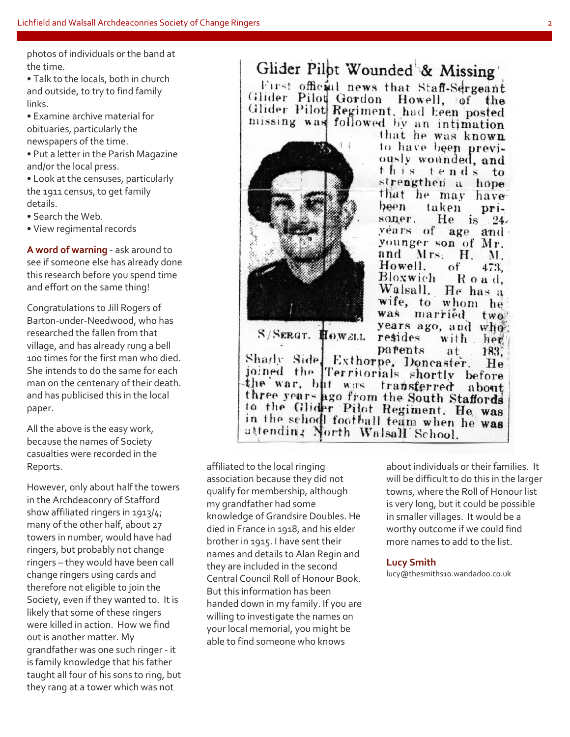photos of individuals or the band at the time.

- Talk to the locals, both in church and outside, to try to find family links.
- Examine archive material for obituaries, particularly the newspapers of the time.
- Put a letter in the Parish Magazine and/or the local press.
- Look at the censuses, particularly the 1911 census, to get family details.
- Search the Web.
- View regimental records

**A word of warning** - ask around to see if someone else has already done this research before you spend time and effort on the same thing!

Congratulations to Jill Rogers of Barton-under-Needwood, who has researched the fallen from that village, and has already rung a bell 100 times for the first man who died. She intends to do the same for each man on the centenary of their death. and has publicised this in the local paper.

All the above is the easy work, because the names of Society casualties were recorded in the Reports.

However, only about half the towers in the Archdeaconry of Stafford show affiliated ringers in 1913/4; many of the other half, about 27 towers in number, would have had ringers, but probably not change ringers – they would have been call change ringers using cards and therefore not eligible to join the Society, even if they wanted to. It is likely that some of these ringers were killed in action. How we find out is another matter. My grandfather was one such ringer - it is family knowledge that his father taught all four of his sons to ring, but they rang at a tower which was not affiliated to the local ringing association because they did not qualify for membership, although my grandfather had some knowledge of Grandsire Doubles. He died in France in 1918, and his elder brother in 1915. I have sent their names and details to Alan Regin and they are included in the second Central Council Roll of Honour Book. But this information has been handed down in my family. If you are willing to investigate the names on your local memorial, you might be able to find someone who knows about individuals or their families. It will be difficult to do this in the larger towns, where the Roll of Honour list is very long, but it could be possible in smaller villages. It would be a worthy outcome if we could find more names to add to the list.

**Glider Pilot Wounded & Missing**

First official news that Staff-Sergeant Glider Pilot Gordon Howell, of the Glider Pilot Regiment, had been posted missing was followed by an intimation that he was known to have been previously wounded, and this tends to strengthen a hope that he may have been taken prisoner. He is 24 years of age and younger son of Mr. and Mrs. H. M. Howell, of 473, Bloxwich Road, Walsall. He has a wife, to whom he was married two years ago, and who resides with her parents at 183, Shady Side, Exthorpe, Doncaster. He joined the Territorials shortly before the war, but was transferred about three years ago from the South Staffords to the Glider Pilot Regiment. He was in the school football team when he was attending North Walsall School.

S/SERGT. HOWELL

**Lucy Smith**
lucy@thesmiths10.wandadoo.co.uk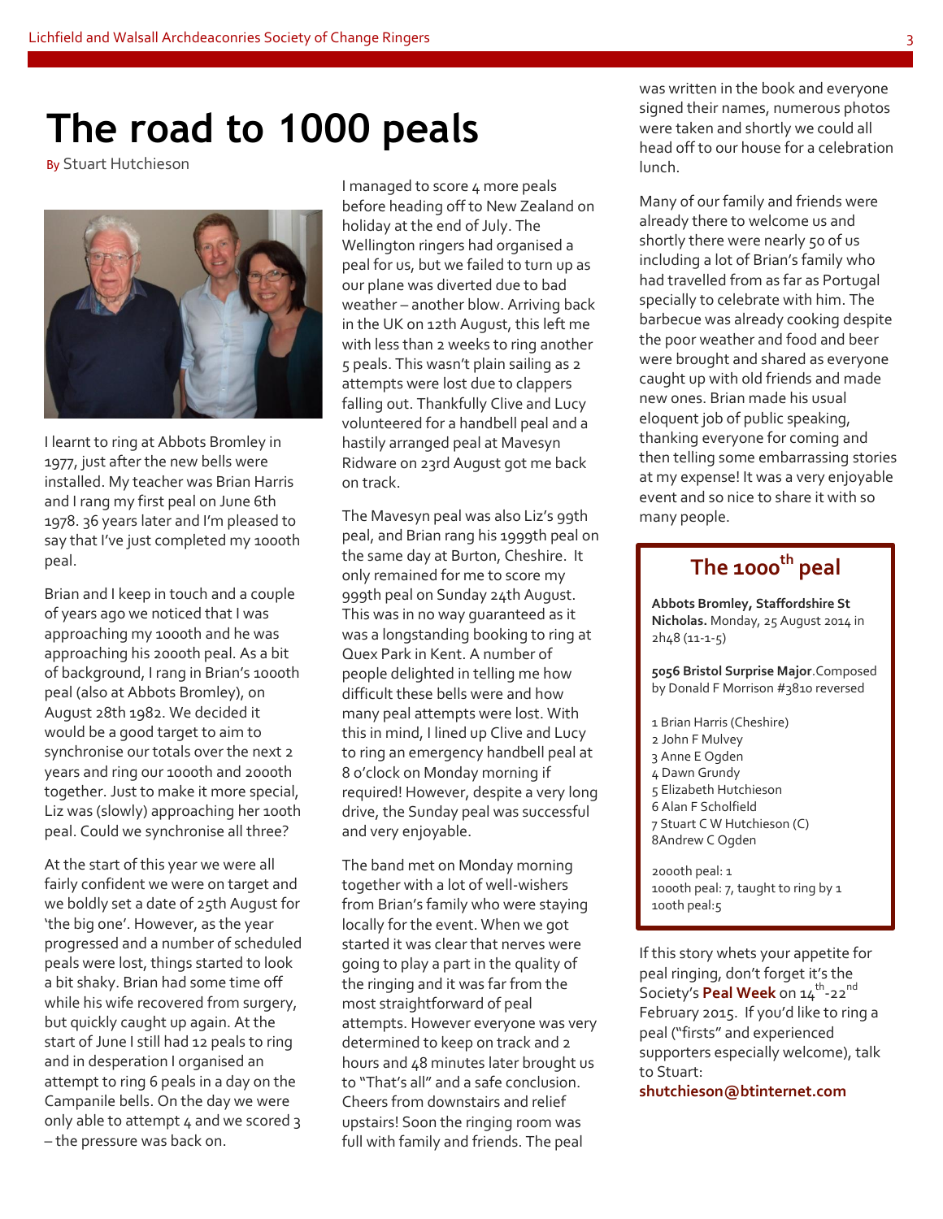# The road to 1000 peals

By Stuart Hutchieson

I learnt to ring at Abbots Bromley in 1977, just after the new bells were installed. My teacher was Brian Harris and I rang my first peal on June 6th 1978. 36 years later and I'm pleased to say that I've just completed my 1000th peal.

Brian and I keep in touch and a couple of years ago we noticed that I was approaching my 1000th and he was approaching his 2000th peal. As a bit of background, I rang in Brian's 1000th peal (also at Abbots Bromley), on August 28th 1982. We decided it would be a good target to aim to synchronise our totals over the next 2 years and ring our 1000th and 2000th together. Just to make it more special, Liz was (slowly) approaching her 100th peal. Could we synchronise all three?

At the start of this year we were all fairly confident we were on target and we boldly set a date of 25th August for 'the big one'. However, as the year progressed and a number of scheduled peals were lost, things started to look a bit shaky. Brian had some time off while his wife recovered from surgery, but quickly caught up again. At the start of June I still had 12 peals to ring and in desperation I organised an attempt to ring 6 peals in a day on the Campanile bells. On the day we were only able to attempt 4 and we scored 3 – the pressure was back on.

I managed to score 4 more peals before heading off to New Zealand on holiday at the end of July. The Wellington ringers had organised a peal for us, but we failed to turn up as our plane was diverted due to bad weather – another blow. Arriving back in the UK on 12th August, this left me with less than 2 weeks to ring another 5 peals. This wasn't plain sailing as 2 attempts were lost due to clappers falling out. Thankfully Clive and Lucy volunteered for a handbell peal and a hastily arranged peal at Mavesyn Ridware on 23rd August got me back on track.

The Mavesyn peal was also Liz's 99th peal, and Brian rang his 1999th peal on the same day at Burton, Cheshire. It only remained for me to score my 999th peal on Sunday 24th August. This was in no way guaranteed as it was a longstanding booking to ring at Quex Park in Kent. A number of people delighted in telling me how difficult these bells were and how many peal attempts were lost. With this in mind, I lined up Clive and Lucy to ring an emergency handbell peal at 8 o'clock on Monday morning if required! However, despite a very long drive, the Sunday peal was successful and very enjoyable.

The band met on Monday morning together with a lot of well-wishers from Brian's family who were staying locally for the event. When we got started it was clear that nerves were going to play a part in the quality of the ringing and it was far from the most straightforward of peal attempts. However everyone was very determined to keep on track and 2 hours and 48 minutes later brought us to "That's all" and a safe conclusion. Cheers from downstairs and relief upstairs! Soon the ringing room was full with family and friends. The peal was written in the book and everyone signed their names, numerous photos were taken and shortly we could all head off to our house for a celebration lunch.

Many of our family and friends were already there to welcome us and shortly there were nearly 50 of us including a lot of Brian's family who had travelled from as far as Portugal specially to celebrate with him. The barbecue was already cooking despite the poor weather and food and beer were brought and shared as everyone caught up with old friends and made new ones. Brian made his usual eloquent job of public speaking, thanking everyone for coming and then telling some embarrassing stories at my expense! It was a very enjoyable event and so nice to share it with so many people.

## The 1000th peal

**Abbots Bromley, Staffordshire St Nicholas.** Monday, 25 August 2014 in 2h48 (11-1-5)

**5056 Bristol Surprise Major**. Composed by Donald F Morrison #3810 reversed

1 Brian Harris (Cheshire)
2 John F Mulvey
3 Anne E Ogden
4 Dawn Grundy
5 Elizabeth Hutchieson
6 Alan F Scholfield
7 Stuart C W Hutchieson (C)
8 Andrew C Ogden

2000th peal: 1
1000th peal: 7, taught to ring by 1
100th peal: 5

If this story whets your appetite for peal ringing, don't forget it's the Society's **Peal Week** on 14th-22nd February 2015. If you'd like to ring a peal ("firsts" and experienced supporters especially welcome), talk to Stuart:
**shutchieson@btinternet.com**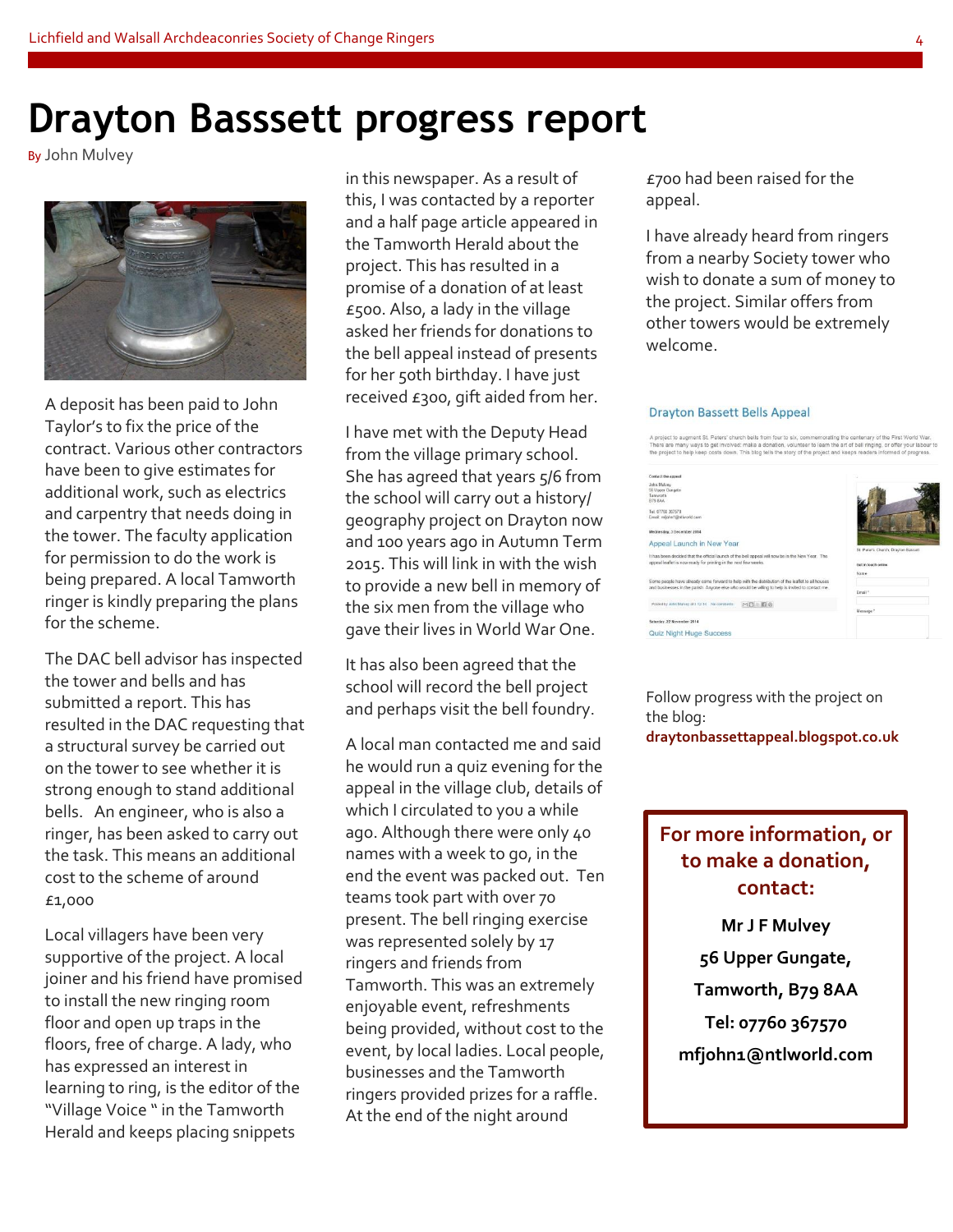# Drayton Basssett progress report

By John Mulvey

A deposit has been paid to John Taylor's to fix the price of the contract. Various other contractors have been to give estimates for additional work, such as electrics and carpentry that needs doing in the tower. The faculty application for permission to do the work is being prepared. A local Tamworth ringer is kindly preparing the plans for the scheme.

The DAC bell advisor has inspected the tower and bells and has submitted a report. This has resulted in the DAC requesting that a structural survey be carried out on the tower to see whether it is strong enough to stand additional bells. An engineer, who is also a ringer, has been asked to carry out the task. This means an additional cost to the scheme of around £1,000

Local villagers have been very supportive of the project. A local joiner and his friend have promised to install the new ringing room floor and open up traps in the floors, free of charge. A lady, who has expressed an interest in learning to ring, is the editor of the "Village Voice " in the Tamworth Herald and keeps placing snippets in this newspaper. As a result of this, I was contacted by a reporter and a half page article appeared in the Tamworth Herald about the project. This has resulted in a promise of a donation of at least £500. Also, a lady in the village asked her friends for donations to the bell appeal instead of presents for her 50th birthday. I have just received £300, gift aided from her.

I have met with the Deputy Head from the village primary school. She has agreed that years 5/6 from the school will carry out a history/ geography project on Drayton now and 100 years ago in Autumn Term 2015. This will link in with the wish to provide a new bell in memory of the six men from the village who gave their lives in World War One.

It has also been agreed that the school will record the bell project and perhaps visit the bell foundry.

A local man contacted me and said he would run a quiz evening for the appeal in the village club, details of which I circulated to you a while ago. Although there were only 40 names with a week to go, in the end the event was packed out. Ten teams took part with over 70 present. The bell ringing exercise was represented solely by 17 ringers and friends from Tamworth. This was an extremely enjoyable event, refreshments being provided, without cost to the event, by local ladies. Local people, businesses and the Tamworth ringers provided prizes for a raffle. At the end of the night around £700 had been raised for the appeal.

I have already heard from ringers from a nearby Society tower who wish to donate a sum of money to the project. Similar offers from other towers would be extremely welcome.

Follow progress with the project on the blog: **draytonbassettappeal.blogspot.co.uk**

**For more information, or to make a donation, contact:**

**Mr J F Mulvey**

**56 Upper Gungate,**

**Tamworth, B79 8AA**

**Tel: 07760 367570**

**mfjohn1@ntlworld.com**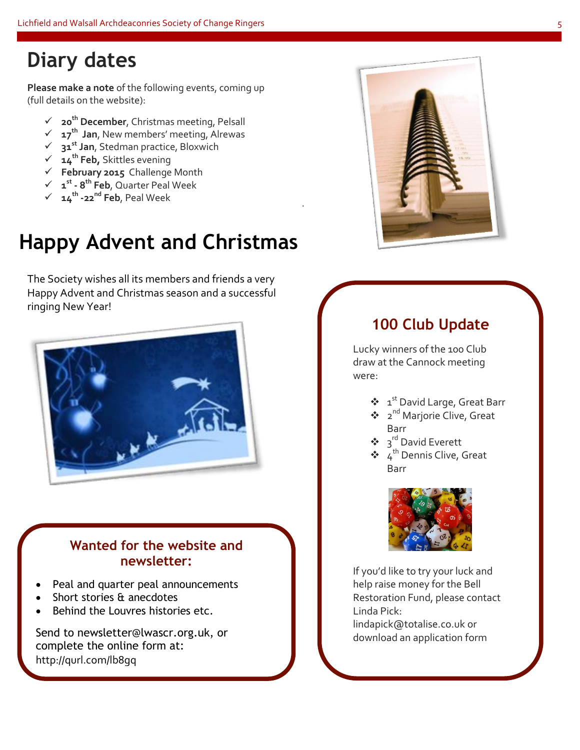# Diary dates

**Please make a note** of the following events, coming up (full details on the website):

- ✓ **20th December**, Christmas meeting, Pelsall
- ✓ **17th Jan**, New members' meeting, Alrewas
- ✓ **31st Jan**, Stedman practice, Bloxwich
- ✓ **14th Feb,** Skittles evening
- ✓ **February 2015** Challenge Month
- ✓ **1st - 8th Feb**, Quarter Peal Week
- ✓ **14th -22nd Feb**, Peal Week

# Happy Advent and Christmas

The Society wishes all its members and friends a very Happy Advent and Christmas season and a successful ringing New Year!

### Wanted for the website and newsletter:

- Peal and quarter peal announcements
- Short stories & anecdotes
- Behind the Louvres histories etc.

Send to newsletter@lwascr.org.uk, or complete the online form at: http://qurl.com/lb8gq

## 100 Club Update

Lucky winners of the 100 Club draw at the Cannock meeting were:

- ❖ 1st David Large, Great Barr
- ❖ 2nd Marjorie Clive, Great Barr
- ❖ 3rd David Everett
- ❖ 4th Dennis Clive, Great Barr

If you'd like to try your luck and help raise money for the Bell Restoration Fund, please contact Linda Pick: lindapick@totalise.co.uk or download an application form